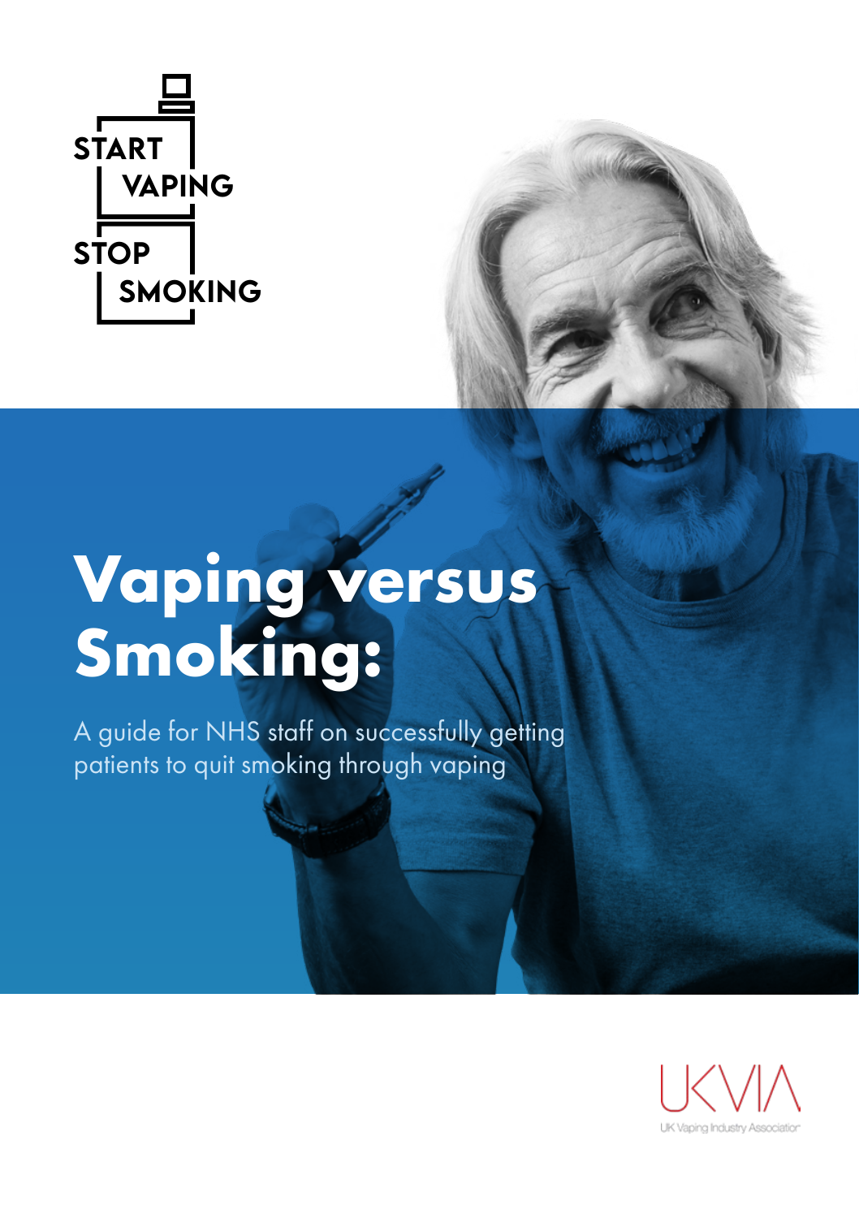START VAPING STOP SMOKING

# Vaping versus Smoking:

A guide for NHS staff on successfully getting patients to quit smoking through vaping

UKVIA

UK Vaping Industry Association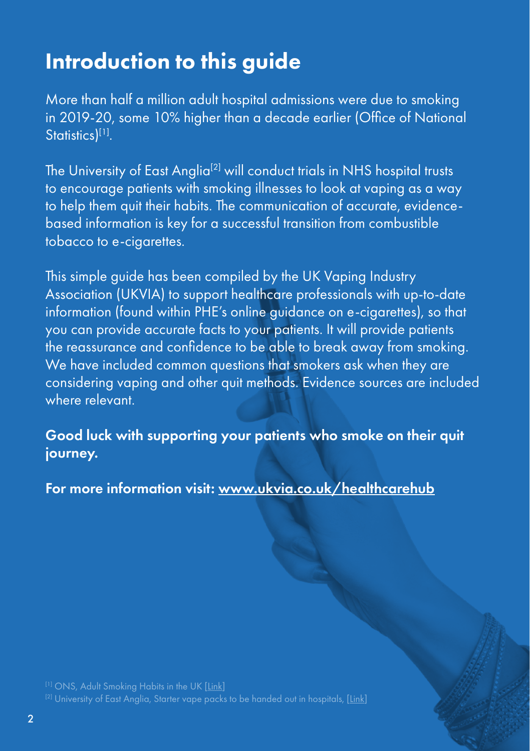# Introduction to this guide

More than half a million adult hospital admissions were due to smoking in 2019-20, some 10% higher than a decade earlier (Office of National Statistics)[1].

The University of East Anglia[2] will conduct trials in NHS hospital trusts to encourage patients with smoking illnesses to look at vaping as a way to help them quit their habits. The communication of accurate, evidence-based information is key for a successful transition from combustible tobacco to e-cigarettes.

This simple guide has been compiled by the UK Vaping Industry Association (UKVIA) to support healthcare professionals with up-to-date information (found within PHE's online guidance on e-cigarettes), so that you can provide accurate facts to your patients. It will provide patients the reassurance and confidence to be able to break away from smoking. We have included common questions that smokers ask when they are considering vaping and other quit methods. Evidence sources are included where relevant.

**Good luck with supporting your patients who smoke on their quit journey.**

**For more information visit: [www.ukvia.co.uk/healthcarehub](www.ukvia.co.uk/healthcarehub)**

[1] ONS, Adult Smoking Habits in the UK [Link]

[2] University of East Anglia, Starter vape packs to be handed out in hospitals, [Link]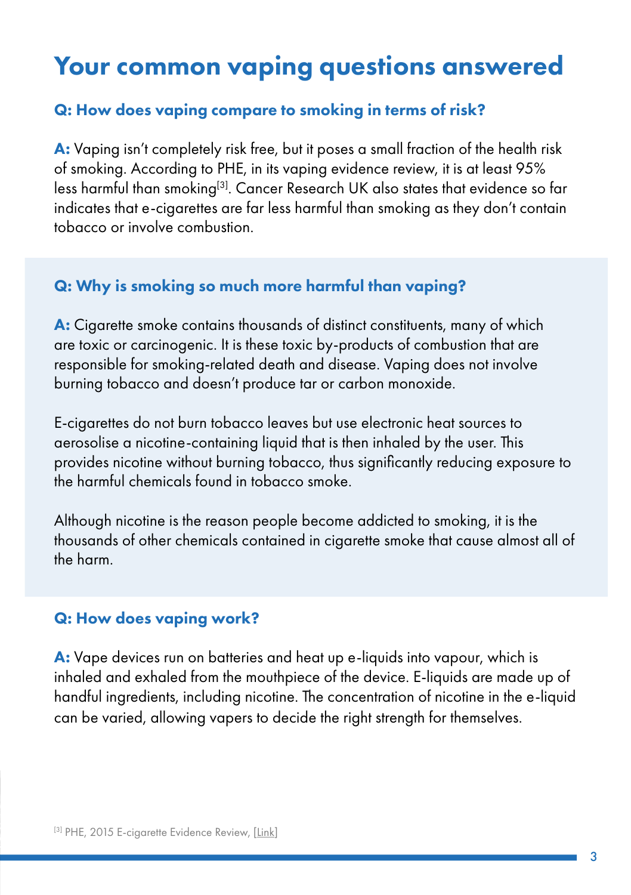# Your common vaping questions answered

### Q: How does vaping compare to smoking in terms of risk?

**A:** Vaping isn't completely risk free, but it poses a small fraction of the health risk of smoking. According to PHE, in its vaping evidence review, it is at least 95% less harmful than smoking[3]. Cancer Research UK also states that evidence so far indicates that e-cigarettes are far less harmful than smoking as they don't contain tobacco or involve combustion.

### Q: Why is smoking so much more harmful than vaping?

**A:** Cigarette smoke contains thousands of distinct constituents, many of which are toxic or carcinogenic. It is these toxic by-products of combustion that are responsible for smoking-related death and disease. Vaping does not involve burning tobacco and doesn't produce tar or carbon monoxide.

E-cigarettes do not burn tobacco leaves but use electronic heat sources to aerosolise a nicotine-containing liquid that is then inhaled by the user. This provides nicotine without burning tobacco, thus significantly reducing exposure to the harmful chemicals found in tobacco smoke.

Although nicotine is the reason people become addicted to smoking, it is the thousands of other chemicals contained in cigarette smoke that cause almost all of the harm.

### Q: How does vaping work?

**A:** Vape devices run on batteries and heat up e-liquids into vapour, which is inhaled and exhaled from the mouthpiece of the device. E-liquids are made up of handful ingredients, including nicotine. The concentration of nicotine in the e-liquid can be varied, allowing vapers to decide the right strength for themselves.

[3] PHE, 2015 E-cigarette Evidence Review, [Link]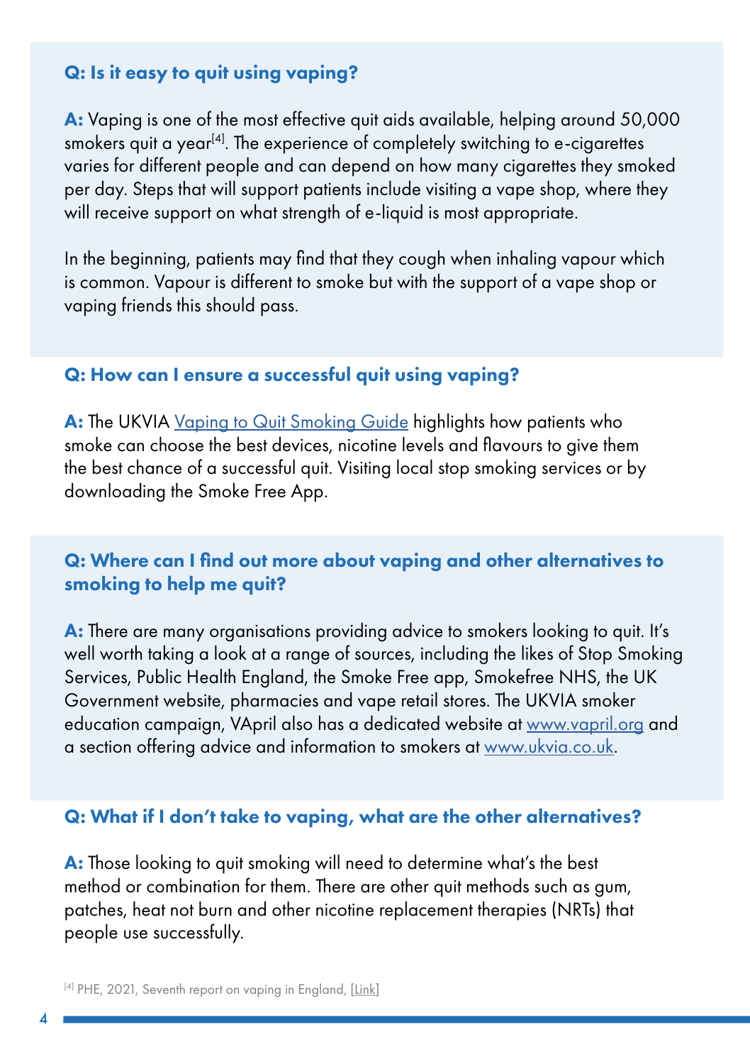### Q: Is it easy to quit using vaping?

**A:** Vaping is one of the most effective quit aids available, helping around 50,000 smokers quit a year[4]. The experience of completely switching to e-cigarettes varies for different people and can depend on how many cigarettes they smoked per day. Steps that will support patients include visiting a vape shop, where they will receive support on what strength of e-liquid is most appropriate.

In the beginning, patients may find that they cough when inhaling vapour which is common. Vapour is different to smoke but with the support of a vape shop or vaping friends this should pass.

### Q: How can I ensure a successful quit using vaping?

**A:** The UKVIA Vaping to Quit Smoking Guide highlights how patients who smoke can choose the best devices, nicotine levels and flavours to give them the best chance of a successful quit. Visiting local stop smoking services or by downloading the Smoke Free App.

### Q: Where can I find out more about vaping and other alternatives to smoking to help me quit?

**A:** There are many organisations providing advice to smokers looking to quit. It's well worth taking a look at a range of sources, including the likes of Stop Smoking Services, Public Health England, the Smoke Free app, Smokefree NHS, the UK Government website, pharmacies and vape retail stores. The UKVIA smoker education campaign, VApril also has a dedicated website at www.vapril.org and a section offering advice and information to smokers at www.ukvia.co.uk.

### Q: What if I don't take to vaping, what are the other alternatives?

**A:** Those looking to quit smoking will need to determine what's the best method or combination for them. There are other quit methods such as gum, patches, heat not burn and other nicotine replacement therapies (NRTs) that people use successfully.

[4] PHE, 2021, Seventh report on vaping in England, [Link]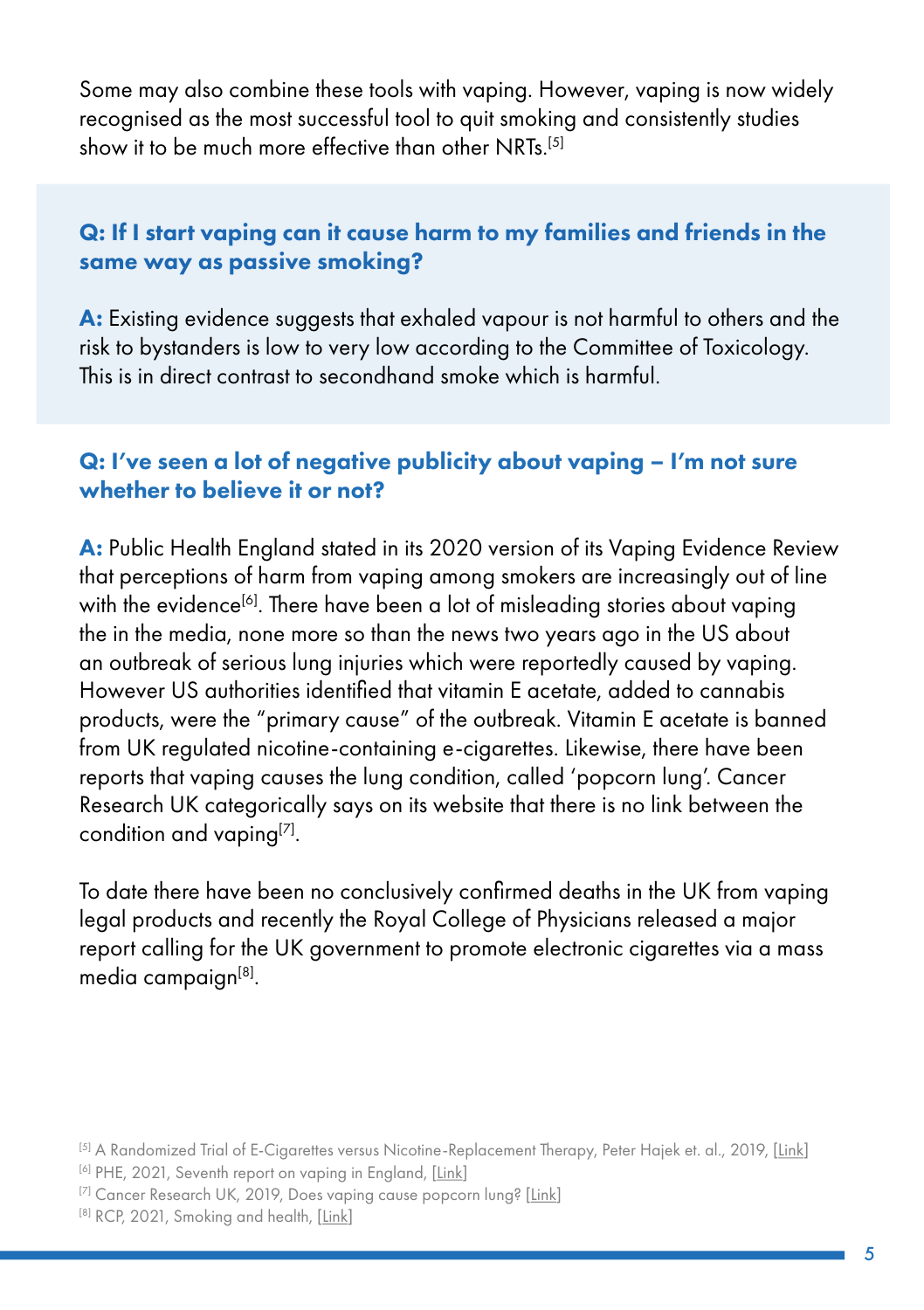Some may also combine these tools with vaping. However, vaping is now widely recognised as the most successful tool to quit smoking and consistently studies show it to be much more effective than other NRTs.[5]

### Q: If I start vaping can it cause harm to my families and friends in the same way as passive smoking?

**A:** Existing evidence suggests that exhaled vapour is not harmful to others and the risk to bystanders is low to very low according to the Committee of Toxicology. This is in direct contrast to secondhand smoke which is harmful.

### Q: I've seen a lot of negative publicity about vaping – I'm not sure whether to believe it or not?

**A:** Public Health England stated in its 2020 version of its Vaping Evidence Review that perceptions of harm from vaping among smokers are increasingly out of line with the evidence[6]. There have been a lot of misleading stories about vaping the in the media, none more so than the news two years ago in the US about an outbreak of serious lung injuries which were reportedly caused by vaping. However US authorities identified that vitamin E acetate, added to cannabis products, were the "primary cause" of the outbreak. Vitamin E acetate is banned from UK regulated nicotine-containing e-cigarettes. Likewise, there have been reports that vaping causes the lung condition, called 'popcorn lung'. Cancer Research UK categorically says on its website that there is no link between the condition and vaping[7].

To date there have been no conclusively confirmed deaths in the UK from vaping legal products and recently the Royal College of Physicians released a major report calling for the UK government to promote electronic cigarettes via a mass media campaign[8].

[5] A Randomized Trial of E-Cigarettes versus Nicotine-Replacement Therapy, Peter Hajek et. al., 2019, [Link]
[6] PHE, 2021, Seventh report on vaping in England, [Link]
[7] Cancer Research UK, 2019, Does vaping cause popcorn lung? [Link]
[8] RCP, 2021, Smoking and health, [Link]